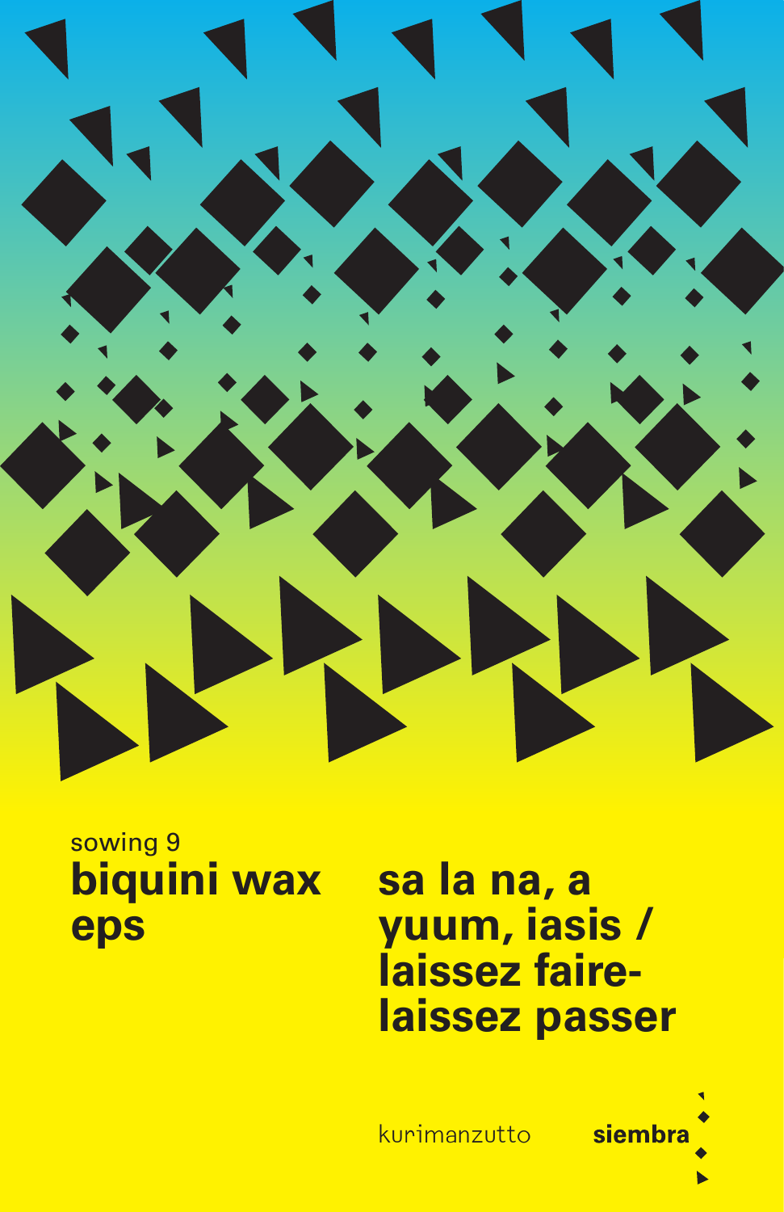sowing 9

# biquini wax eps

# sa la na, a yuum, iasis / laissez faire-laissez passer

kurimanzutto

**siembra**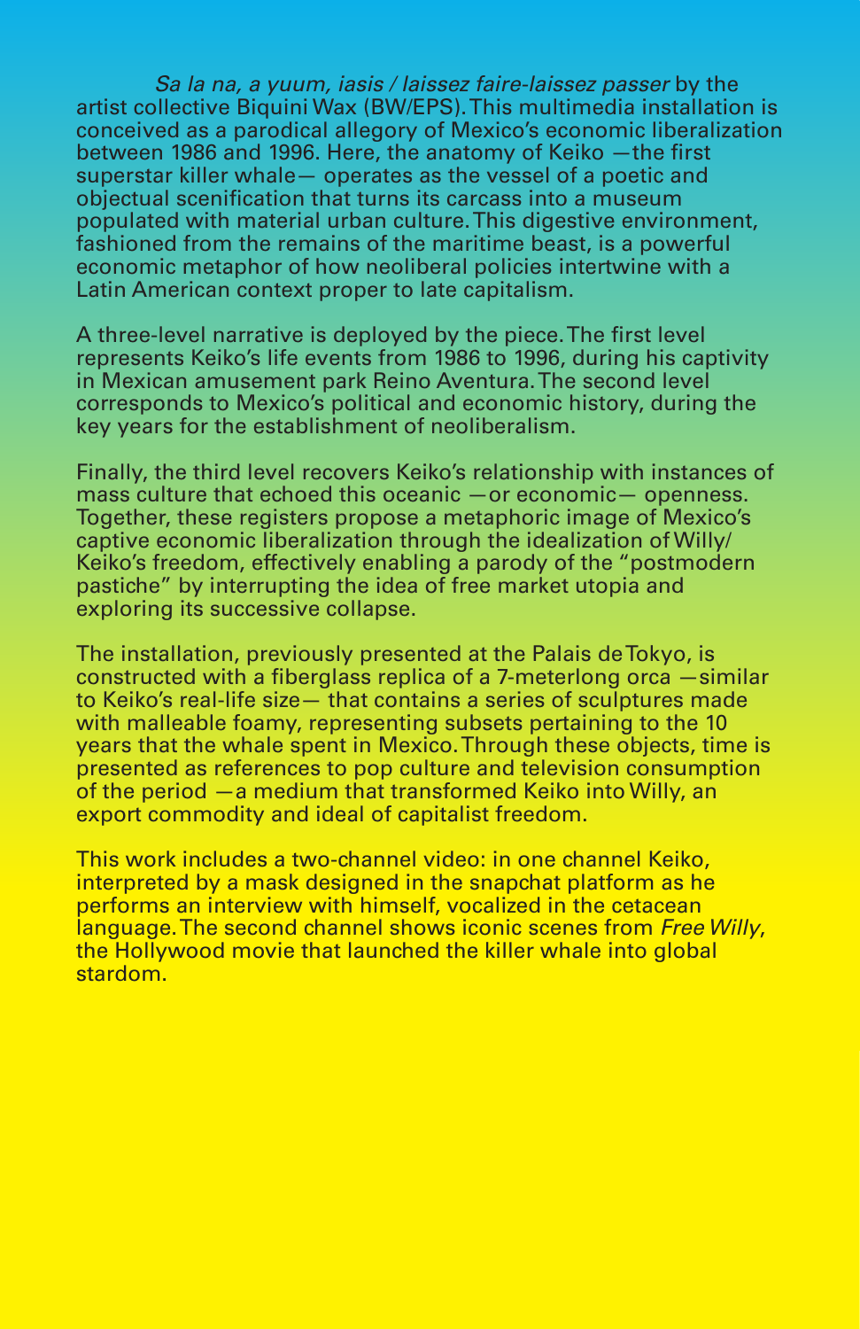*Sa la na, a yuum, iasis / laissez faire-laissez passer* by the artist collective Biquini Wax (BW/EPS). This multimedia installation is conceived as a parodical allegory of Mexico's economic liberalization between 1986 and 1996. Here, the anatomy of Keiko —the first superstar killer whale— operates as the vessel of a poetic and objectual scenification that turns its carcass into a museum populated with material urban culture. This digestive environment, fashioned from the remains of the maritime beast, is a powerful economic metaphor of how neoliberal policies intertwine with a Latin American context proper to late capitalism.

A three-level narrative is deployed by the piece. The first level represents Keiko's life events from 1986 to 1996, during his captivity in Mexican amusement park Reino Aventura. The second level corresponds to Mexico's political and economic history, during the key years for the establishment of neoliberalism.

Finally, the third level recovers Keiko's relationship with instances of mass culture that echoed this oceanic —or economic— openness. Together, these registers propose a metaphoric image of Mexico's captive economic liberalization through the idealization of Willy/Keiko's freedom, effectively enabling a parody of the "postmodern pastiche" by interrupting the idea of free market utopia and exploring its successive collapse.

The installation, previously presented at the Palais de Tokyo, is constructed with a fiberglass replica of a 7-meterlong orca —similar to Keiko's real-life size— that contains a series of sculptures made with malleable foamy, representing subsets pertaining to the 10 years that the whale spent in Mexico. Through these objects, time is presented as references to pop culture and television consumption of the period —a medium that transformed Keiko into Willy, an export commodity and ideal of capitalist freedom.

This work includes a two-channel video: in one channel Keiko, interpreted by a mask designed in the snapchat platform as he performs an interview with himself, vocalized in the cetacean language. The second channel shows iconic scenes from *Free Willy*, the Hollywood movie that launched the killer whale into global stardom.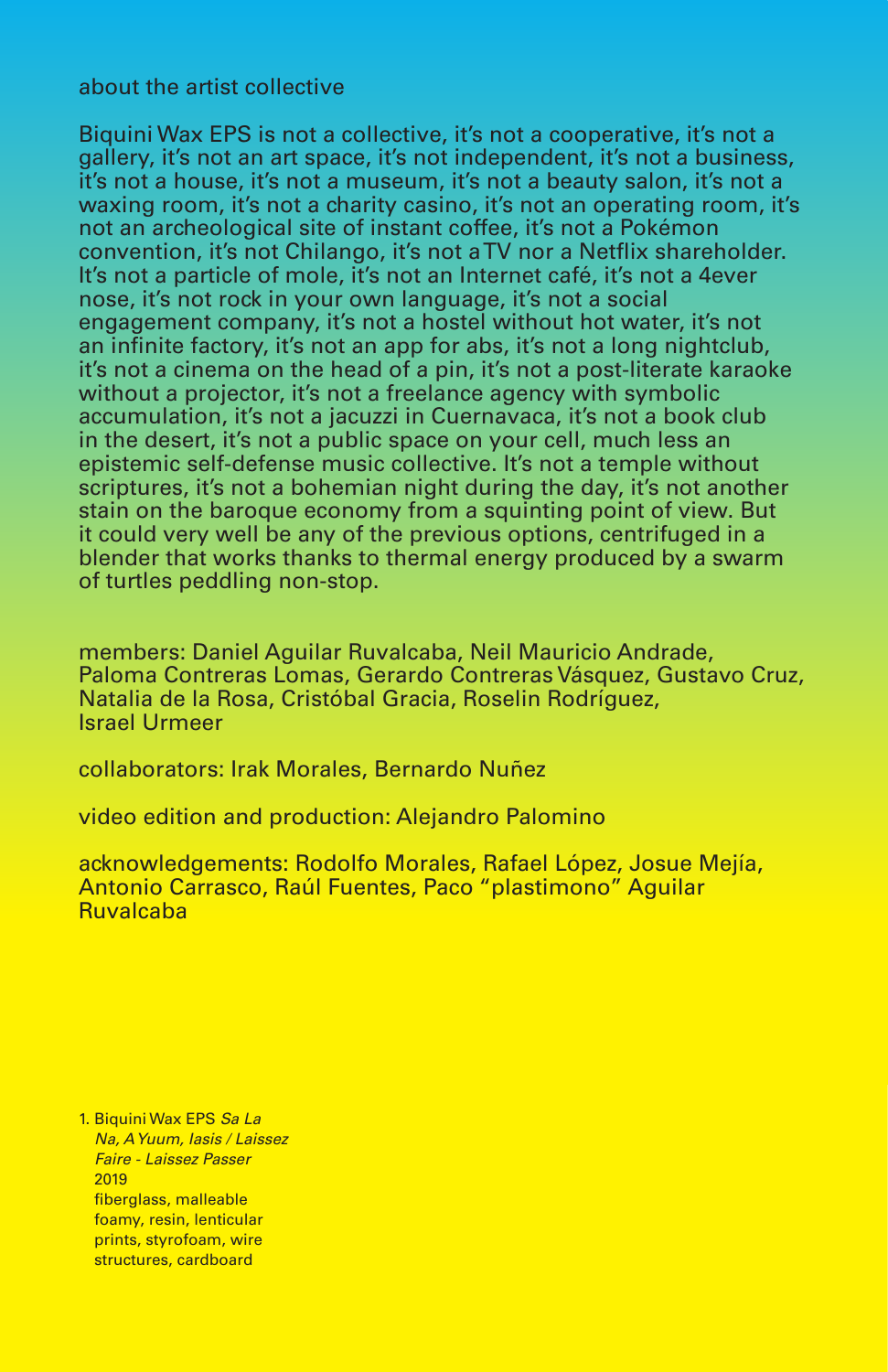## about the artist collective

Biquini Wax EPS is not a collective, it's not a cooperative, it's not a gallery, it's not an art space, it's not independent, it's not a business, it's not a house, it's not a museum, it's not a beauty salon, it's not a waxing room, it's not a charity casino, it's not an operating room, it's not an archeological site of instant coffee, it's not a Pokémon convention, it's not Chilango, it's not a TV nor a Netflix shareholder. It's not a particle of mole, it's not an Internet café, it's not a 4ever nose, it's not rock in your own language, it's not a social engagement company, it's not a hostel without hot water, it's not an infinite factory, it's not an app for abs, it's not a long nightclub, it's not a cinema on the head of a pin, it's not a post-literate karaoke without a projector, it's not a freelance agency with symbolic accumulation, it's not a jacuzzi in Cuernavaca, it's not a book club in the desert, it's not a public space on your cell, much less an epistemic self-defense music collective. It's not a temple without scriptures, it's not a bohemian night during the day, it's not another stain on the baroque economy from a squinting point of view. But it could very well be any of the previous options, centrifuged in a blender that works thanks to thermal energy produced by a swarm of turtles peddling non-stop.

members: Daniel Aguilar Ruvalcaba, Neil Mauricio Andrade, Paloma Contreras Lomas, Gerardo Contreras Vásquez, Gustavo Cruz, Natalia de la Rosa, Cristóbal Gracia, Roselin Rodríguez, Israel Urmeer

collaborators: Irak Morales, Bernardo Nuñez

video edition and production: Alejandro Palomino

acknowledgements: Rodolfo Morales, Rafael López, Josue Mejía, Antonio Carrasco, Raúl Fuentes, Paco "plastimono" Aguilar Ruvalcaba

1. Biquini Wax EPS *Sa La Na, A Yuum, Iasis / Laissez Faire - Laissez Passer*
   2019
   fiberglass, malleable foamy, resin, lenticular prints, styrofoam, wire structures, cardboard